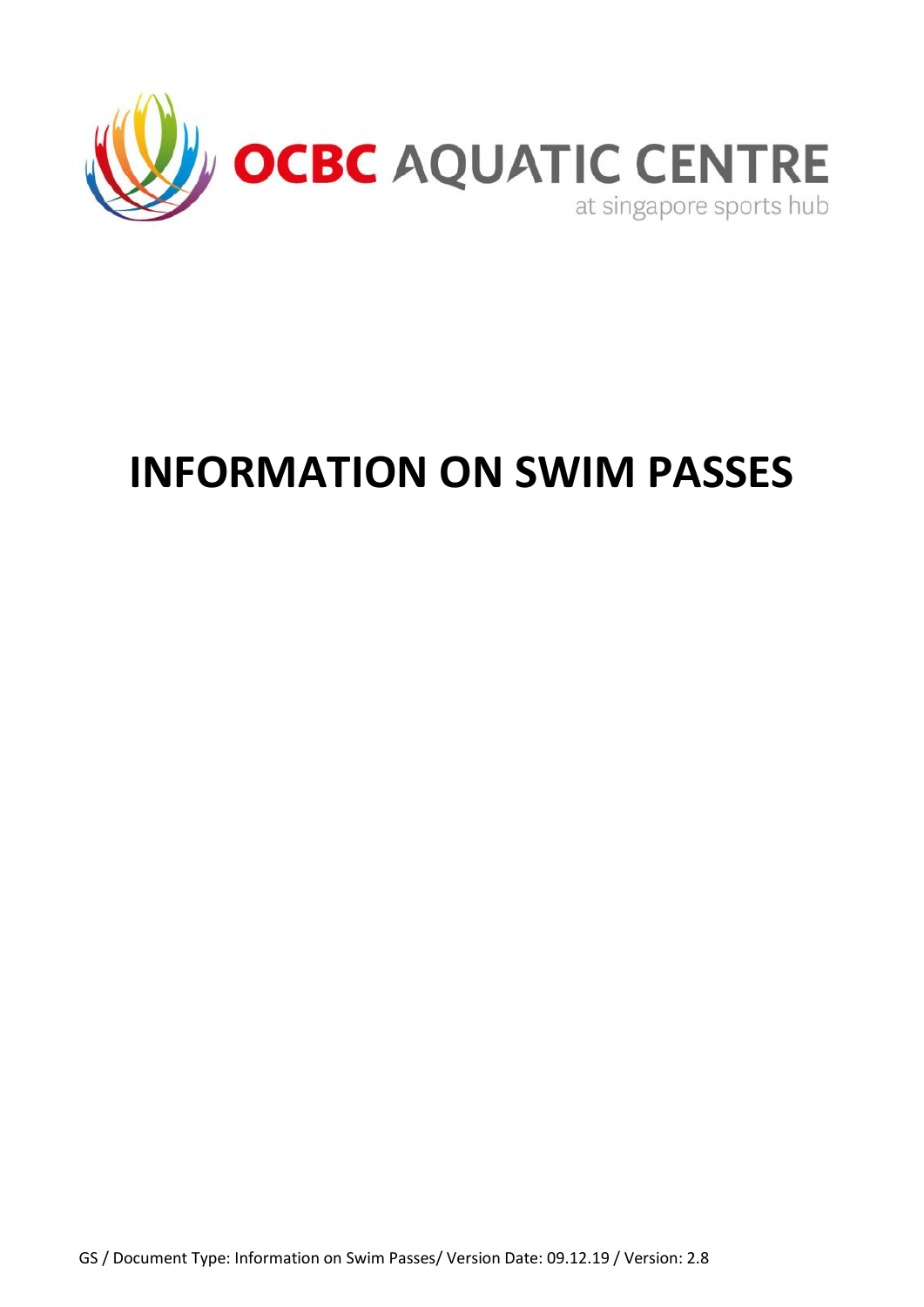OCBC AQUATIC CENTRE
at singapore sports hub

# INFORMATION ON SWIM PASSES

GS / Document Type: Information on Swim Passes/ Version Date: 09.12.19 / Version: 2.8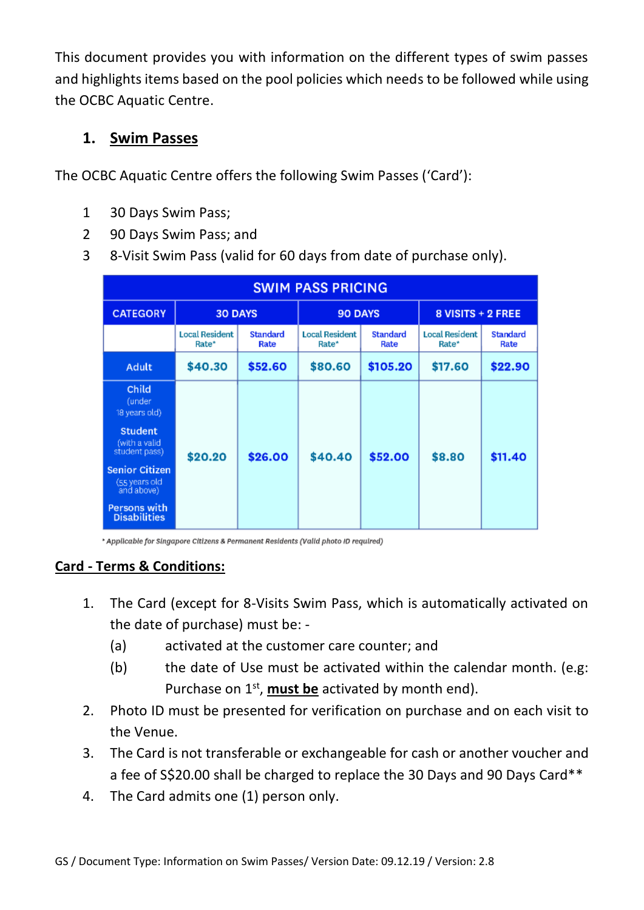This document provides you with information on the different types of swim passes and highlights items based on the pool policies which needs to be followed while using the OCBC Aquatic Centre.

## 1. Swim Passes

The OCBC Aquatic Centre offers the following Swim Passes ('Card'):

1. 30 Days Swim Pass;
2. 90 Days Swim Pass; and
3. 8-Visit Swim Pass (valid for 60 days from date of purchase only).

| SWIM PASS PRICING | | | | | | |
|---|---|---|---|---|---|---|
| CATEGORY | 30 DAYS | | 90 DAYS | | 8 VISITS + 2 FREE | |
| | Local Resident Rate* | Standard Rate | Local Resident Rate* | Standard Rate | Local Resident Rate* | Standard Rate |
| Adult | $40.30 | $52.60 | $80.60 | $105.20 | $17.60 | $22.90 |
| Child (under 18 years old)<br>Student (with a valid student pass)<br>Senior Citizen (55 years old and above)<br>Persons with Disabilities | $20.20 | $26.00 | $40.40 | $52.00 | $8.80 | $11.40 |

*Applicable for Singapore Citizens & Permanent Residents (Valid photo ID required)

**Card - Terms & Conditions:**

1. The Card (except for 8-Visits Swim Pass, which is automatically activated on the date of purchase) must be: -
   (a) activated at the customer care counter; and
   (b) the date of Use must be activated within the calendar month. (e.g: Purchase on 1st, **must be** activated by month end).
2. Photo ID must be presented for verification on purchase and on each visit to the Venue.
3. The Card is not transferable or exchangeable for cash or another voucher and a fee of S$20.00 shall be charged to replace the 30 Days and 90 Days Card**
4. The Card admits one (1) person only.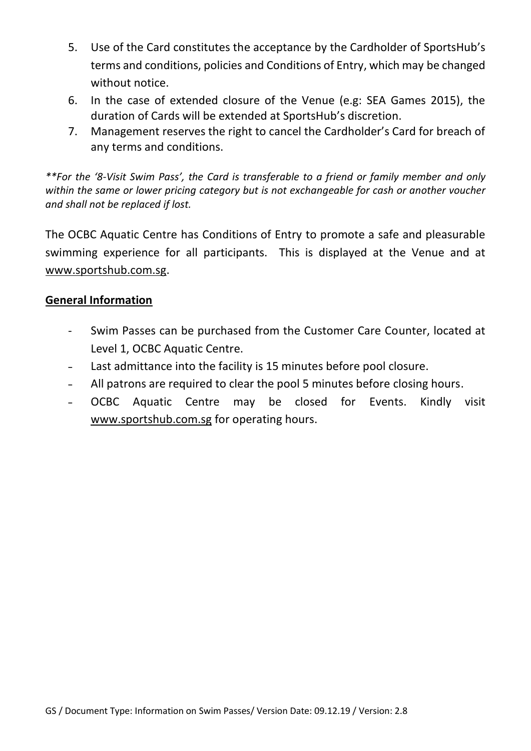5. Use of the Card constitutes the acceptance by the Cardholder of SportsHub's terms and conditions, policies and Conditions of Entry, which may be changed without notice.
6. In the case of extended closure of the Venue (e.g: SEA Games 2015), the duration of Cards will be extended at SportsHub's discretion.
7. Management reserves the right to cancel the Cardholder's Card for breach of any terms and conditions.

*\*\*For the '8-Visit Swim Pass', the Card is transferable to a friend or family member and only within the same or lower pricing category but is not exchangeable for cash or another voucher and shall not be replaced if lost.*

The OCBC Aquatic Centre has Conditions of Entry to promote a safe and pleasurable swimming experience for all participants. This is displayed at the Venue and at www.sportshub.com.sg.

**General Information**

- Swim Passes can be purchased from the Customer Care Counter, located at Level 1, OCBC Aquatic Centre.
- Last admittance into the facility is 15 minutes before pool closure.
- All patrons are required to clear the pool 5 minutes before closing hours.
- OCBC Aquatic Centre may be closed for Events. Kindly visit www.sportshub.com.sg for operating hours.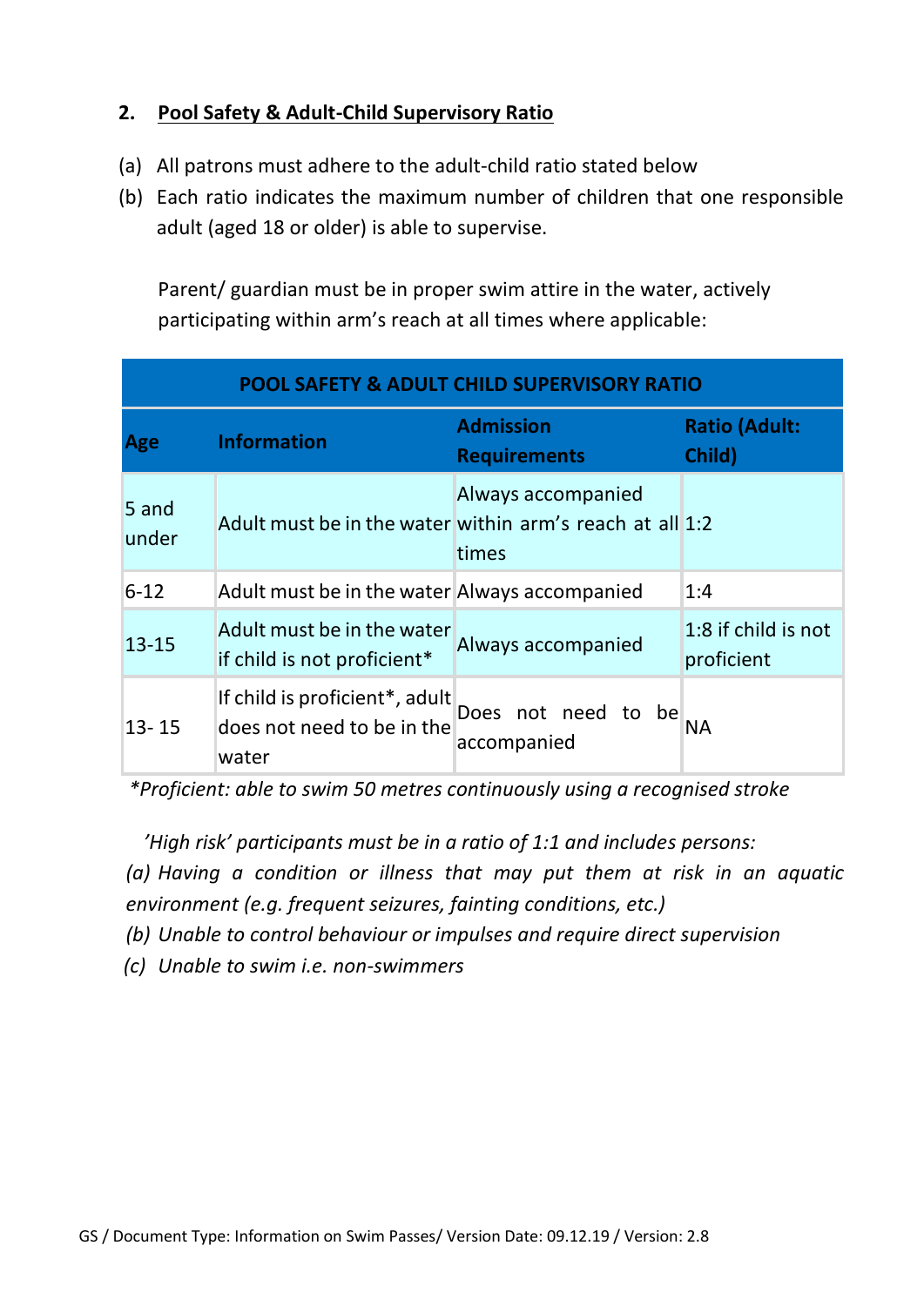## 2. Pool Safety & Adult-Child Supervisory Ratio

(a) All patrons must adhere to the adult-child ratio stated below

(b) Each ratio indicates the maximum number of children that one responsible adult (aged 18 or older) is able to supervise.

Parent/ guardian must be in proper swim attire in the water, actively participating within arm's reach at all times where applicable:

| POOL SAFETY & ADULT CHILD SUPERVISORY RATIO | | | |
|---|---|---|---|
| **Age** | **Information** | **Admission Requirements** | **Ratio (Adult: Child)** |
| 5 and under | Adult must be in the water | Always accompanied within arm's reach at all times | 1:2 |
| 6-12 | Adult must be in the water | Always accompanied | 1:4 |
| 13-15 | Adult must be in the water if child is not proficient* | Always accompanied | 1:8 if child is not proficient |
| 13- 15 | If child is proficient*, adult does not need to be in the water | Does not need to be accompanied | NA |

*\*Proficient: able to swim 50 metres continuously using a recognised stroke*

*'High risk' participants must be in a ratio of 1:1 and includes persons:*

*(a) Having a condition or illness that may put them at risk in an aquatic environment (e.g. frequent seizures, fainting conditions, etc.)*

*(b) Unable to control behaviour or impulses and require direct supervision*

*(c) Unable to swim i.e. non-swimmers*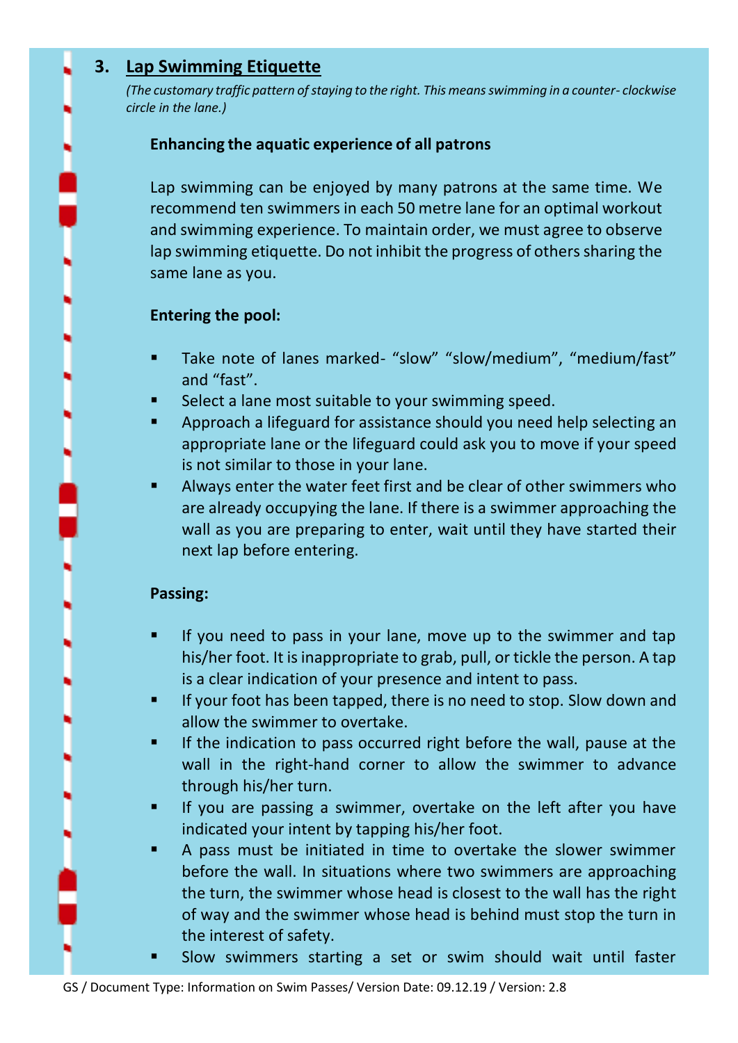## 3. Lap Swimming Etiquette

*(The customary traffic pattern of staying to the right. This means swimming in a counter- clockwise circle in the lane.)*

**Enhancing the aquatic experience of all patrons**

Lap swimming can be enjoyed by many patrons at the same time. We recommend ten swimmers in each 50 metre lane for an optimal workout and swimming experience. To maintain order, we must agree to observe lap swimming etiquette. Do not inhibit the progress of others sharing the same lane as you.

**Entering the pool:**

- Take note of lanes marked- "slow" "slow/medium", "medium/fast" and "fast".
- Select a lane most suitable to your swimming speed.
- Approach a lifeguard for assistance should you need help selecting an appropriate lane or the lifeguard could ask you to move if your speed is not similar to those in your lane.
- Always enter the water feet first and be clear of other swimmers who are already occupying the lane. If there is a swimmer approaching the wall as you are preparing to enter, wait until they have started their next lap before entering.

**Passing:**

- If you need to pass in your lane, move up to the swimmer and tap his/her foot. It is inappropriate to grab, pull, or tickle the person. A tap is a clear indication of your presence and intent to pass.
- If your foot has been tapped, there is no need to stop. Slow down and allow the swimmer to overtake.
- If the indication to pass occurred right before the wall, pause at the wall in the right-hand corner to allow the swimmer to advance through his/her turn.
- If you are passing a swimmer, overtake on the left after you have indicated your intent by tapping his/her foot.
- A pass must be initiated in time to overtake the slower swimmer before the wall. In situations where two swimmers are approaching the turn, the swimmer whose head is closest to the wall has the right of way and the swimmer whose head is behind must stop the turn in the interest of safety.
- Slow swimmers starting a set or swim should wait until faster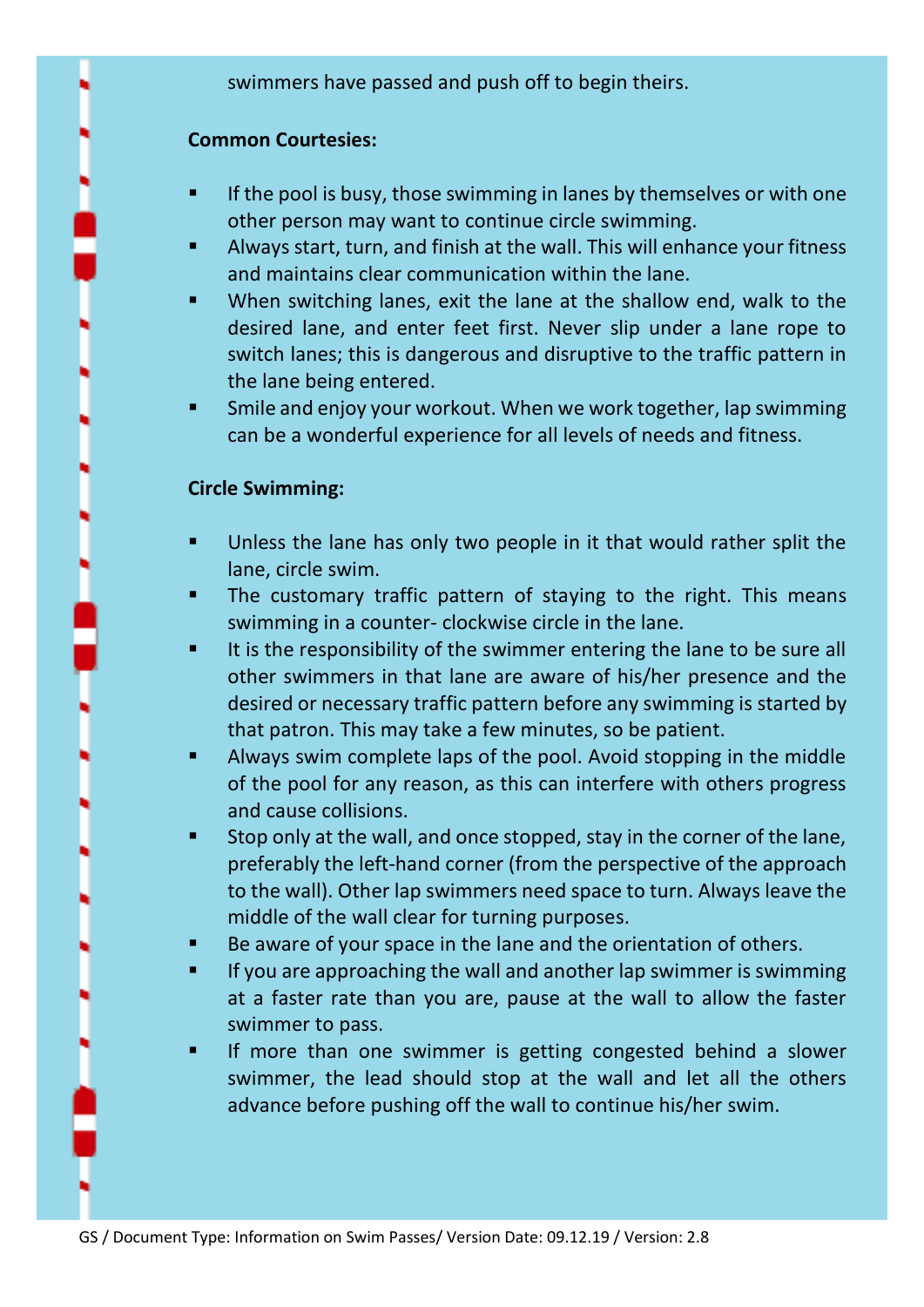swimmers have passed and push off to begin theirs.

**Common Courtesies:**

- If the pool is busy, those swimming in lanes by themselves or with one other person may want to continue circle swimming.
- Always start, turn, and finish at the wall. This will enhance your fitness and maintains clear communication within the lane.
- When switching lanes, exit the lane at the shallow end, walk to the desired lane, and enter feet first. Never slip under a lane rope to switch lanes; this is dangerous and disruptive to the traffic pattern in the lane being entered.
- Smile and enjoy your workout. When we work together, lap swimming can be a wonderful experience for all levels of needs and fitness.

**Circle Swimming:**

- Unless the lane has only two people in it that would rather split the lane, circle swim.
- The customary traffic pattern of staying to the right. This means swimming in a counter- clockwise circle in the lane.
- It is the responsibility of the swimmer entering the lane to be sure all other swimmers in that lane are aware of his/her presence and the desired or necessary traffic pattern before any swimming is started by that patron. This may take a few minutes, so be patient.
- Always swim complete laps of the pool. Avoid stopping in the middle of the pool for any reason, as this can interfere with others progress and cause collisions.
- Stop only at the wall, and once stopped, stay in the corner of the lane, preferably the left-hand corner (from the perspective of the approach to the wall). Other lap swimmers need space to turn. Always leave the middle of the wall clear for turning purposes.
- Be aware of your space in the lane and the orientation of others.
- If you are approaching the wall and another lap swimmer is swimming at a faster rate than you are, pause at the wall to allow the faster swimmer to pass.
- If more than one swimmer is getting congested behind a slower swimmer, the lead should stop at the wall and let all the others advance before pushing off the wall to continue his/her swim.